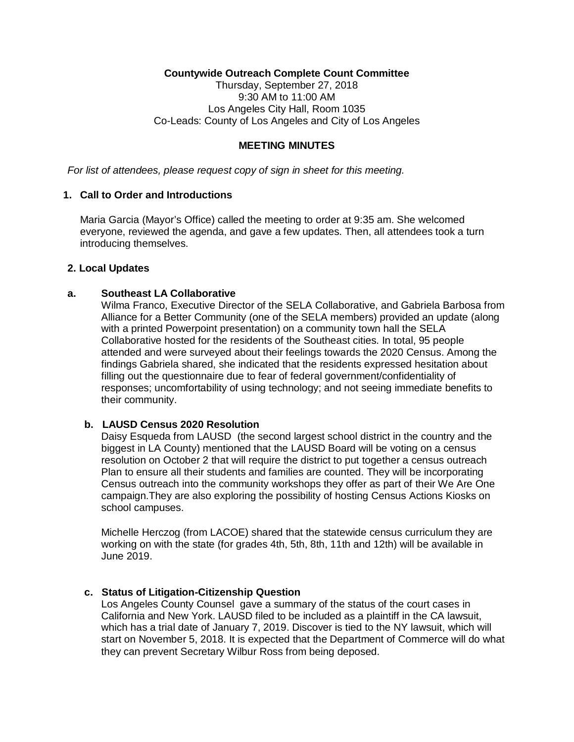**Countywide Outreach Complete Count Committee**

Thursday, September 27, 2018
9:30 AM to 11:00 AM
Los Angeles City Hall, Room 1035
Co-Leads: County of Los Angeles and City of Los Angeles

**MEETING MINUTES**

*For list of attendees, please request copy of sign in sheet for this meeting.*

## 1. Call to Order and Introductions

Maria Garcia (Mayor's Office) called the meeting to order at 9:35 am. She welcomed everyone, reviewed the agenda, and gave a few updates. Then, all attendees took a turn introducing themselves.

## 2. Local Updates

### a. Southeast LA Collaborative

Wilma Franco, Executive Director of the SELA Collaborative, and Gabriela Barbosa from Alliance for a Better Community (one of the SELA members) provided an update (along with a printed Powerpoint presentation) on a community town hall the SELA Collaborative hosted for the residents of the Southeast cities. In total, 95 people attended and were surveyed about their feelings towards the 2020 Census. Among the findings Gabriela shared, she indicated that the residents expressed hesitation about filling out the questionnaire due to fear of federal government/confidentiality of responses; uncomfortability of using technology; and not seeing immediate benefits to their community.

### b. LAUSD Census 2020 Resolution

Daisy Esqueda from LAUSD (the second largest school district in the country and the biggest in LA County) mentioned that the LAUSD Board will be voting on a census resolution on October 2 that will require the district to put together a census outreach Plan to ensure all their students and families are counted. They will be incorporating Census outreach into the community workshops they offer as part of their We Are One campaign.They are also exploring the possibility of hosting Census Actions Kiosks on school campuses.

Michelle Herczog (from LACOE) shared that the statewide census curriculum they are working on with the state (for grades 4th, 5th, 8th, 11th and 12th) will be available in June 2019.

### c. Status of Litigation-Citizenship Question

Los Angeles County Counsel gave a summary of the status of the court cases in California and New York. LAUSD filed to be included as a plaintiff in the CA lawsuit, which has a trial date of January 7, 2019. Discover is tied to the NY lawsuit, which will start on November 5, 2018. It is expected that the Department of Commerce will do what they can prevent Secretary Wilbur Ross from being deposed.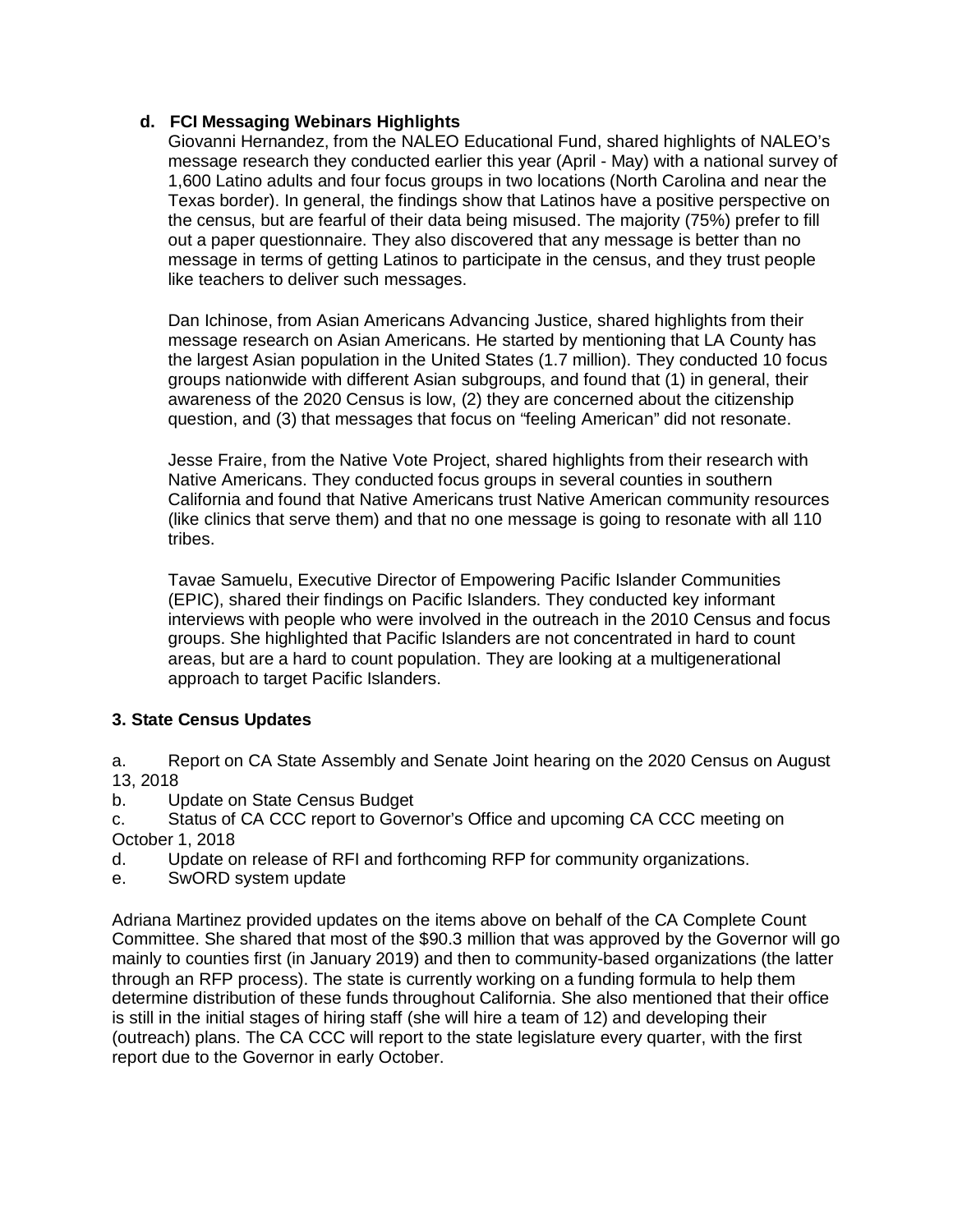**d. FCI Messaging Webinars Highlights**

Giovanni Hernandez, from the NALEO Educational Fund, shared highlights of NALEO's message research they conducted earlier this year (April - May) with a national survey of 1,600 Latino adults and four focus groups in two locations (North Carolina and near the Texas border). In general, the findings show that Latinos have a positive perspective on the census, but are fearful of their data being misused. The majority (75%) prefer to fill out a paper questionnaire. They also discovered that any message is better than no message in terms of getting Latinos to participate in the census, and they trust people like teachers to deliver such messages.

Dan Ichinose, from Asian Americans Advancing Justice, shared highlights from their message research on Asian Americans. He started by mentioning that LA County has the largest Asian population in the United States (1.7 million). They conducted 10 focus groups nationwide with different Asian subgroups, and found that (1) in general, their awareness of the 2020 Census is low, (2) they are concerned about the citizenship question, and (3) that messages that focus on "feeling American" did not resonate.

Jesse Fraire, from the Native Vote Project, shared highlights from their research with Native Americans. They conducted focus groups in several counties in southern California and found that Native Americans trust Native American community resources (like clinics that serve them) and that no one message is going to resonate with all 110 tribes.

Tavae Samuelu, Executive Director of Empowering Pacific Islander Communities (EPIC), shared their findings on Pacific Islanders. They conducted key informant interviews with people who were involved in the outreach in the 2010 Census and focus groups. She highlighted that Pacific Islanders are not concentrated in hard to count areas, but are a hard to count population. They are looking at a multigenerational approach to target Pacific Islanders.

## 3. State Census Updates

a. Report on CA State Assembly and Senate Joint hearing on the 2020 Census on August 13, 2018
b. Update on State Census Budget
c. Status of CA CCC report to Governor's Office and upcoming CA CCC meeting on October 1, 2018
d. Update on release of RFI and forthcoming RFP for community organizations.
e. SwORD system update

Adriana Martinez provided updates on the items above on behalf of the CA Complete Count Committee. She shared that most of the $90.3 million that was approved by the Governor will go mainly to counties first (in January 2019) and then to community-based organizations (the latter through an RFP process). The state is currently working on a funding formula to help them determine distribution of these funds throughout California. She also mentioned that their office is still in the initial stages of hiring staff (she will hire a team of 12) and developing their (outreach) plans. The CA CCC will report to the state legislature every quarter, with the first report due to the Governor in early October.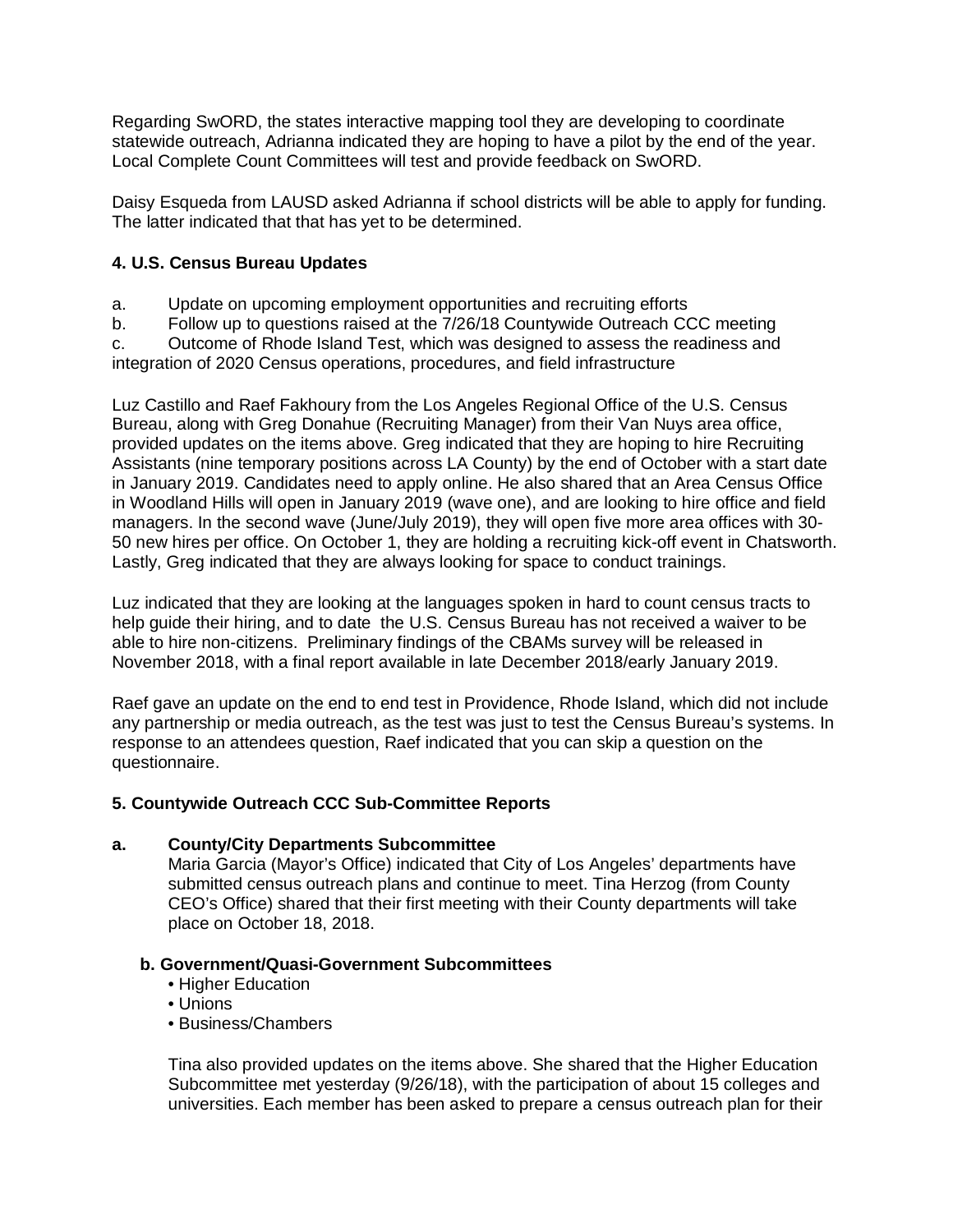Regarding SwORD, the states interactive mapping tool they are developing to coordinate statewide outreach, Adrianna indicated they are hoping to have a pilot by the end of the year. Local Complete Count Committees will test and provide feedback on SwORD.

Daisy Esqueda from LAUSD asked Adrianna if school districts will be able to apply for funding. The latter indicated that that has yet to be determined.

### 4. U.S. Census Bureau Updates

a. Update on upcoming employment opportunities and recruiting efforts

b. Follow up to questions raised at the 7/26/18 Countywide Outreach CCC meeting

c. Outcome of Rhode Island Test, which was designed to assess the readiness and integration of 2020 Census operations, procedures, and field infrastructure

Luz Castillo and Raef Fakhoury from the Los Angeles Regional Office of the U.S. Census Bureau, along with Greg Donahue (Recruiting Manager) from their Van Nuys area office, provided updates on the items above. Greg indicated that they are hoping to hire Recruiting Assistants (nine temporary positions across LA County) by the end of October with a start date in January 2019. Candidates need to apply online. He also shared that an Area Census Office in Woodland Hills will open in January 2019 (wave one), and are looking to hire office and field managers. In the second wave (June/July 2019), they will open five more area offices with 30-50 new hires per office. On October 1, they are holding a recruiting kick-off event in Chatsworth. Lastly, Greg indicated that they are always looking for space to conduct trainings.

Luz indicated that they are looking at the languages spoken in hard to count census tracts to help guide their hiring, and to date the U.S. Census Bureau has not received a waiver to be able to hire non-citizens. Preliminary findings of the CBAMs survey will be released in November 2018, with a final report available in late December 2018/early January 2019.

Raef gave an update on the end to end test in Providence, Rhode Island, which did not include any partnership or media outreach, as the test was just to test the Census Bureau's systems. In response to an attendees question, Raef indicated that you can skip a question on the questionnaire.

### 5. Countywide Outreach CCC Sub-Committee Reports

**a. County/City Departments Subcommittee**

Maria Garcia (Mayor's Office) indicated that City of Los Angeles' departments have submitted census outreach plans and continue to meet. Tina Herzog (from County CEO's Office) shared that their first meeting with their County departments will take place on October 18, 2018.

**b. Government/Quasi-Government Subcommittees**

- Higher Education
- Unions
- Business/Chambers

Tina also provided updates on the items above. She shared that the Higher Education Subcommittee met yesterday (9/26/18), with the participation of about 15 colleges and universities. Each member has been asked to prepare a census outreach plan for their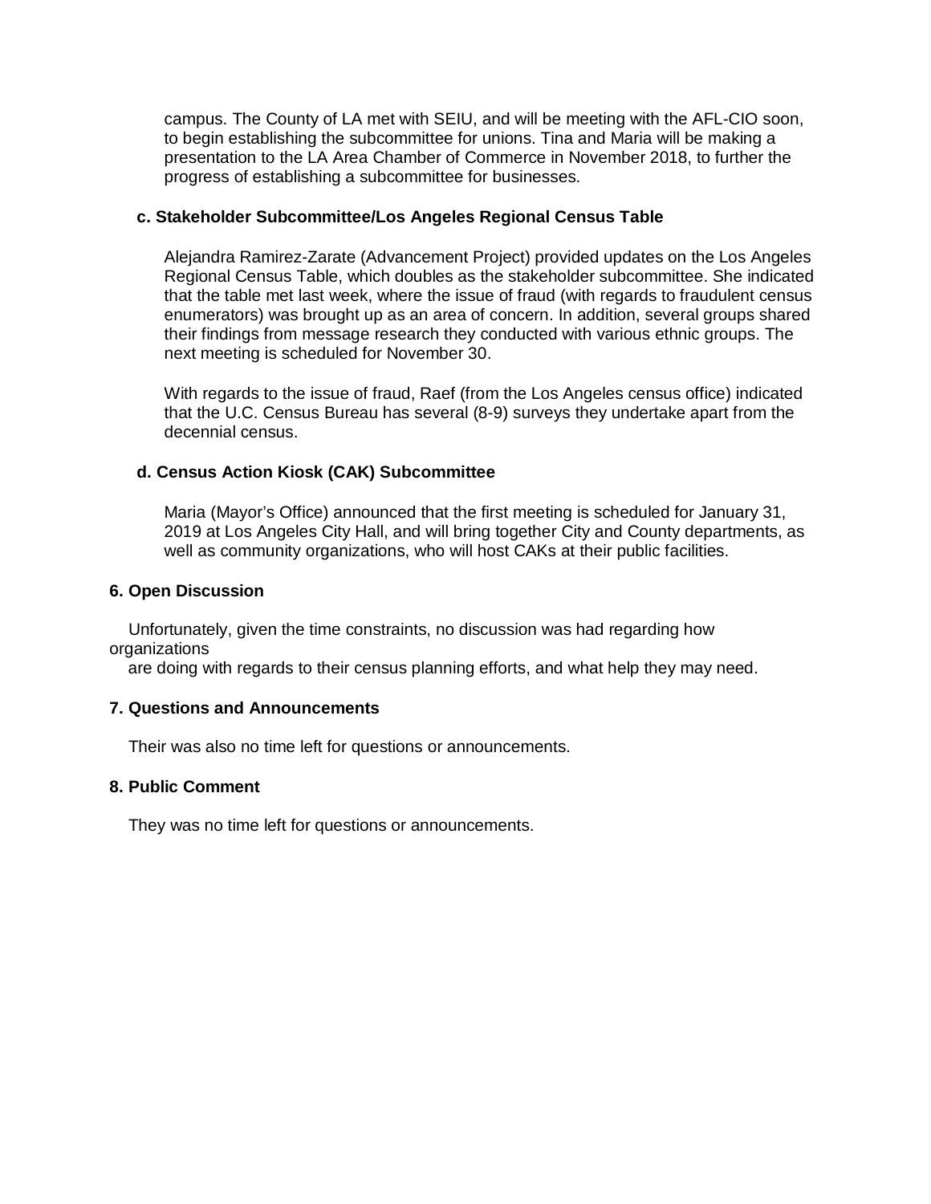campus. The County of LA met with SEIU, and will be meeting with the AFL-CIO soon, to begin establishing the subcommittee for unions. Tina and Maria will be making a presentation to the LA Area Chamber of Commerce in November 2018, to further the progress of establishing a subcommittee for businesses.

### c. Stakeholder Subcommittee/Los Angeles Regional Census Table

Alejandra Ramirez-Zarate (Advancement Project) provided updates on the Los Angeles Regional Census Table, which doubles as the stakeholder subcommittee. She indicated that the table met last week, where the issue of fraud (with regards to fraudulent census enumerators) was brought up as an area of concern. In addition, several groups shared their findings from message research they conducted with various ethnic groups. The next meeting is scheduled for November 30.

With regards to the issue of fraud, Raef (from the Los Angeles census office) indicated that the U.C. Census Bureau has several (8-9) surveys they undertake apart from the decennial census.

### d. Census Action Kiosk (CAK) Subcommittee

Maria (Mayor's Office) announced that the first meeting is scheduled for January 31, 2019 at Los Angeles City Hall, and will bring together City and County departments, as well as community organizations, who will host CAKs at their public facilities.

## 6. Open Discussion

Unfortunately, given the time constraints, no discussion was had regarding how organizations are doing with regards to their census planning efforts, and what help they may need.

## 7. Questions and Announcements

Their was also no time left for questions or announcements.

## 8. Public Comment

They was no time left for questions or announcements.